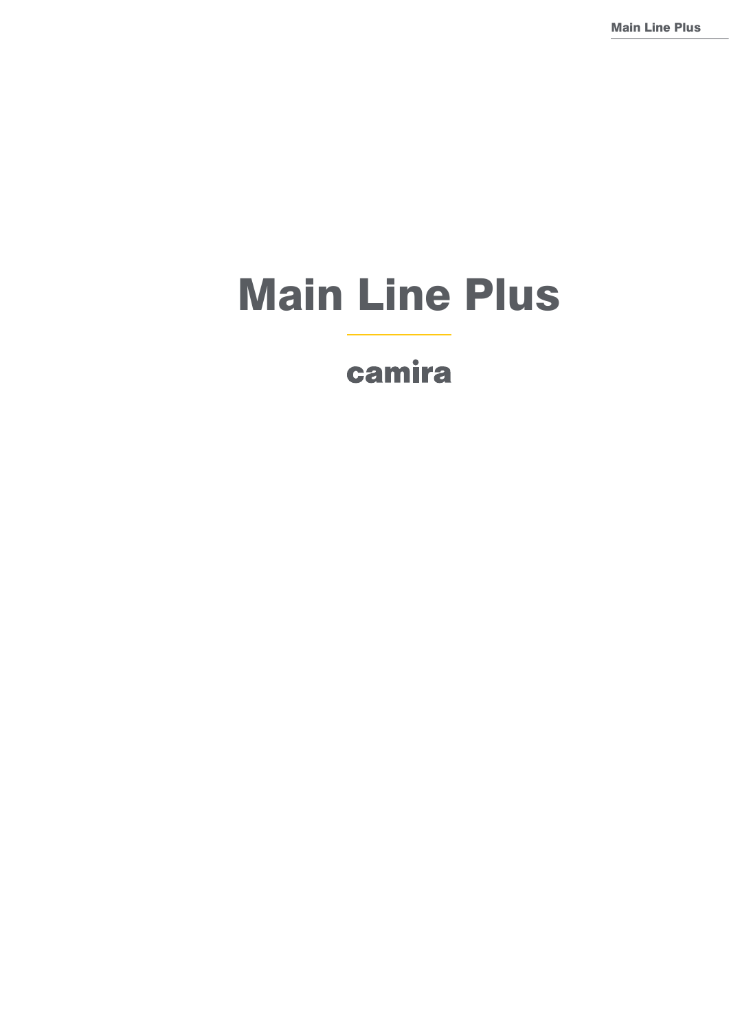# Main Line Plus

camira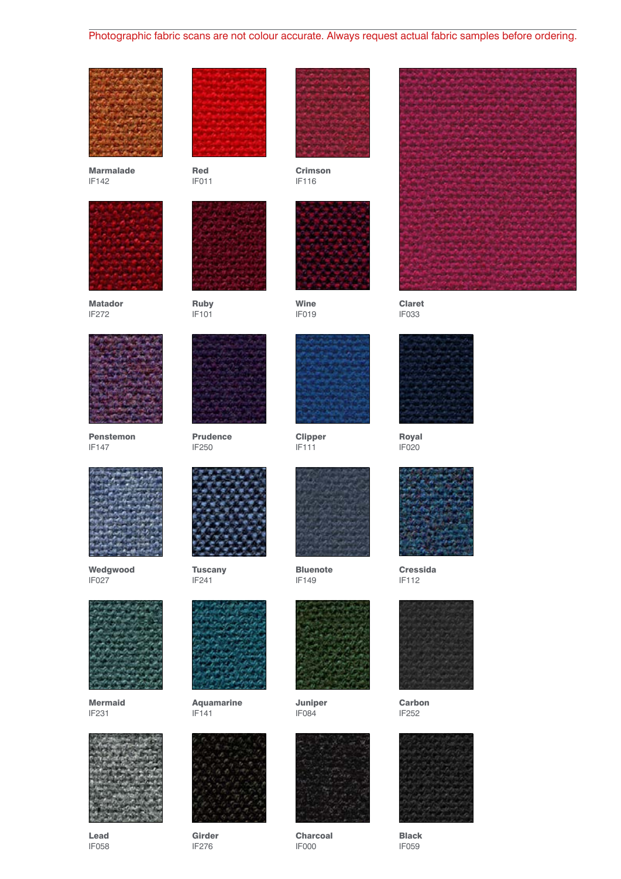Photographic fabric scans are not colour accurate. Always request actual fabric samples before ordering.

**Marmalade**
IF142

**Red**
IF011

**Crimson**
IF116

**Matador**
IF272

**Ruby**
IF101

**Wine**
IF019

**Claret**
IF033

**Penstemon**
IF147

**Prudence**
IF250

**Clipper**
IF111

**Royal**
IF020

**Wedgwood**
IF027

**Tuscany**
IF241

**Bluenote**
IF149

**Cressida**
IF112

**Mermaid**
IF231

**Aquamarine**
IF141

**Juniper**
IF084

**Carbon**
IF252

**Lead**
IF058

**Girder**
IF276

**Charcoal**
IF000

**Black**
IF059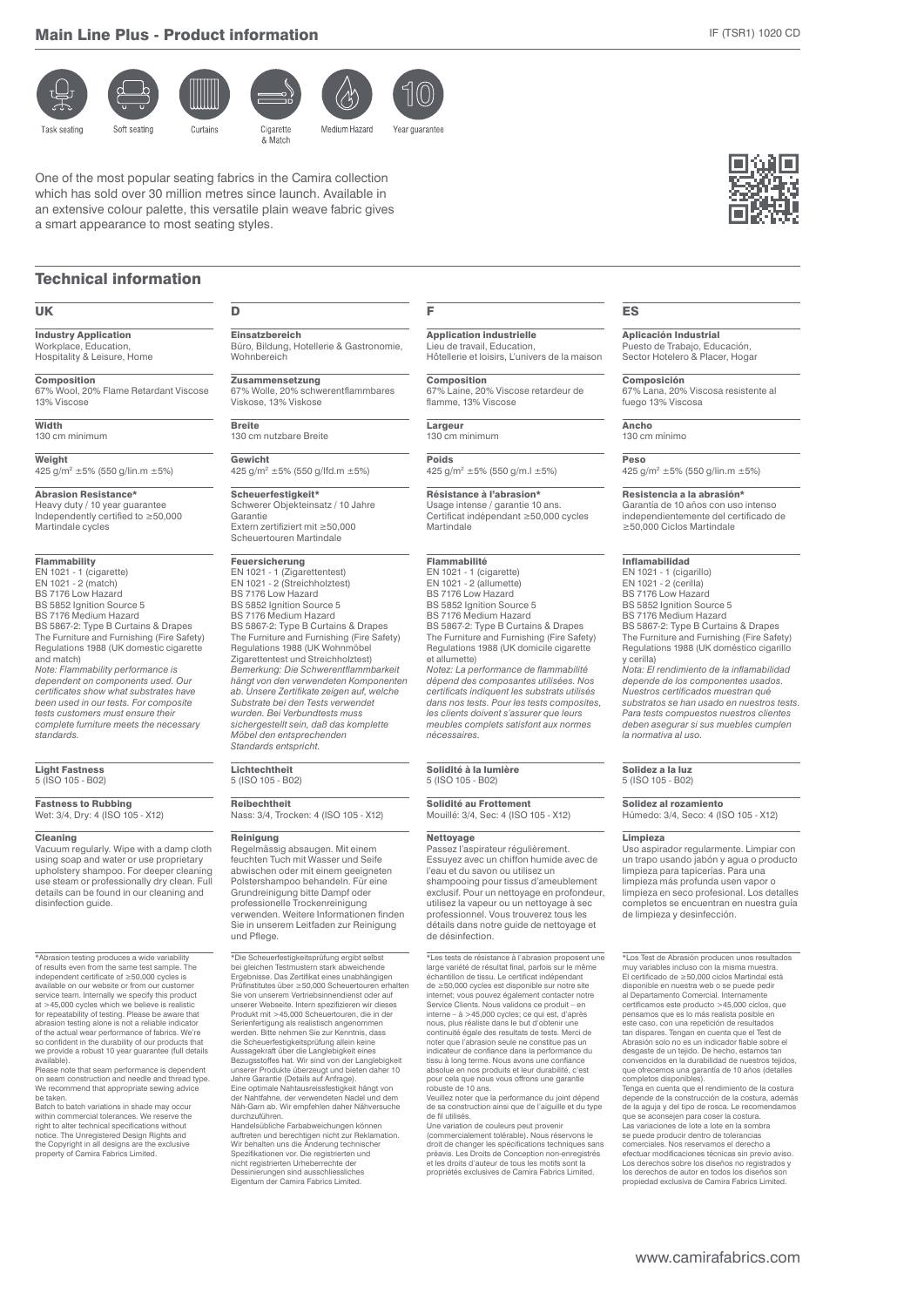# Main Line Plus - Product information

IF (TSR1) 1020 CD

Task seating | Soft seating | Curtains | Cigarette & Match | Medium Hazard | Year guarantee

One of the most popular seating fabrics in the Camira collection which has sold over 30 million metres since launch. Available in an extensive colour palette, this versatile plain weave fabric gives a smart appearance to most seating styles.

## Technical information

### UK

**Industry Application**
Workplace, Education, Hospitality & Leisure, Home

**Composition**
67% Wool, 20% Flame Retardant Viscose 13% Viscose

**Width**
130 cm minimum

**Weight**
425 g/m² ±5% (550 g/lin.m ±5%)

**Abrasion Resistance***
Heavy duty / 10 year guarantee
Independently certified to ≥50,000 Martindale cycles

**Flammability**
EN 1021 - 1 (cigarette)
EN 1021 - 2 (match)
BS 7176 Low Hazard
BS 5852 Ignition Source 5
BS 7176 Medium Hazard
BS 5867-2: Type B Curtains & Drapes
The Furniture and Furnishing (Fire Safety) Regulations 1988 (UK domestic cigarette and match)
*Note: Flammability performance is dependent on components used. Our certificates show what substrates have been used in our tests. For composite tests customers must ensure their complete furniture meets the necessary standards.*

**Light Fastness**
5 (ISO 105 - B02)

**Fastness to Rubbing**
Wet: 3/4, Dry: 4 (ISO 105 - X12)

**Cleaning**
Vacuum regularly. Wipe with a damp cloth using soap and water or use proprietary upholstery shampoo. For deeper cleaning use steam or professionally dry clean. Full details can be found in our cleaning and disinfection guide.

*Abrasion testing produces a wide variability of results even from the same test sample. The independent certificate of ≥50,000 cycles is available on our website or from our customer service team. Internally we specify this product at >45,000 cycles which we believe is realistic for repeatability of testing. Please be aware that abrasion testing alone is not a reliable indicator of the actual wear performance of fabrics. We're so confident in the durability of our products that we provide a robust 10 year guarantee (full details available).
Please note that seam performance is dependent on seam construction and needle and thread type. We recommend that appropriate sewing advice be taken.
Batch to batch variations in shade may occur within commercial tolerances. We reserve the right to alter technical specifications without notice. The Unregistered Design Rights and the Copyright in all designs are the exclusive property of Camira Fabrics Limited.

### D

**Einsatzbereich**
Büro, Bildung, Hotellerie & Gastronomie, Wohnbereich

**Zusammensetzung**
67% Wolle, 20% schwerentflammbares Viskose, 13% Viskose

**Breite**
130 cm nutzbare Breite

**Gewicht**
425 g/m² ±5% (550 g/lfd.m ±5%)

**Scheuerfestigkeit***
Schwerer Objekteinsatz / 10 Jahre Garantie
Extern zertifiziert mit ≥50,000 Scheuertouren Martindale

**Feuersicherung**
EN 1021 - 1 (Zigarettentest)
EN 1021 - 2 (Streichholztest)
BS 7176 Low Hazard
BS 5852 Ignition Source 5
BS 7176 Medium Hazard
BS 5867-2: Type B Curtains & Drapes
The Furniture and Furnishing (Fire Safety) Regulations 1988 (UK Wohnmöbel Zigarettentest und Streichholztest)
*Bemerkung: Die Schwerentflammbarkeit hängt von den verwendeten Komponenten ab. Unsere Zertifikate zeigen auf, welche Substrate bei den Tests verwendet wurden. Bei Verbundtests muss sichergestellt sein, daß das komplette Möbel den entsprechenden Standards entspricht.*

**Lichtechtheit**
5 (ISO 105 - B02)

**Reibechtheit**
Nass: 3/4, Trocken: 4 (ISO 105 - X12)

**Reinigung**
Regelmässig absaugen. Mit einem feuchten Tuch mit Wasser und Seife abwischen oder mit einem geeigneten Polstershampoo behandeln. Für eine Grundreinigung bitte Dampf oder professionelle Trockenreinigung verwenden. Weitere Informationen finden Sie in unserem Leitfaden zur Reinigung und Pflege.

*Die Scheuerfestigkeitsprüfung ergibt selbst bei gleichen Testmustern stark abweichende Ergebnisse. Das Zertifikat eines unabhängigen Prüfinstitutes über ≥50,000 Scheuertouren erhalten Sie von unserem Vertriebsinnendienst oder auf unserer Webseite. Intern spezifizieren wir dieses Produkt mit >45,000 Scheuertouren, die in der Serienfertigung als realistisch angenommen werden. Bitte nehmen Sie zur Kenntnis, dass die Scheuerfestigkeitsprüfung allein keine Aussagekraft über die Langlebigkeit eines Bezugsstoffes hat. Wir sind von der Langlebigkeit unserer Produkte überzeugt und bieten daher 10 Jahre Garantie (Details auf Anfrage).
Eine optimale Nahtausreissfestigkeit hängt von der Nahtfahne, der verwendeten Nadel und dem Näh-Garn ab. Wir empfehlen daher Nähversuche durchzuführen.
Handelsübliche Farbabweichungen können auftreten und berechtigen nicht zur Reklamation. Wir behalten uns die Änderung technischer Spezifikationen vor. Die registrierten und nicht registrierten Urheberrechte der Dessinierungen sind ausschliessliches Eigentum der Camira Fabrics Limited.

### F

**Application industrielle**
Lieu de travail, Education, Hôtellerie et loisirs, L'univers de la maison

**Composition**
67% Laine, 20% Viscose retardeur de flamme, 13% Viscose

**Largeur**
130 cm minimum

**Poids**
425 g/m² ±5% (550 g/m.l ±5%)

**Résistance à l'abrasion***
Usage intense / garantie 10 ans.
Certificat indépendant ≥50,000 cycles Martindale

**Flammabilité**
EN 1021 - 1 (cigarette)
EN 1021 - 2 (allumette)
BS 7176 Low Hazard
BS 5852 Ignition Source 5
BS 7176 Medium Hazard
BS 5867-2: Type B Curtains & Drapes
The Furniture and Furnishing (Fire Safety) Regulations 1988 (UK domicile cigarette et allumette)
*Notez: La performance de flammabilité dépend des composantes utilisées. Nos certificats indiquent les substrats utilisés dans nos tests. Pour les tests composites, les clients doivent s'assurer que leurs meubles complets satisfont aux normes nécessaires.*

**Solidité à la lumière**
5 (ISO 105 - B02)

**Solidité au Frottement**
Mouillé: 3/4, Sec: 4 (ISO 105 - X12)

**Nettoyage**
Passez l'aspirateur régulièrement. Essuyez avec un chiffon humide avec de l'eau et du savon ou utilisez un shampooing pour tissus d'ameublement exclusif. Pour un nettoyage en profondeur, utilisez la vapeur ou un nettoyage à sec professionnel. Vous trouverez tous les détails dans notre guide de nettoyage et de désinfection.

*Les tests de résistance à l'abrasion proposent une large variété de résultat final, parfois sur le même échantillon de tissu. Le certificat indépendant de ≥50,000 cycles est disponible sur notre site internet; vous pouvez également contacter notre Service Clients. Nous validons ce produit – en interne – à >45,000 cycles; ce qui est, d'après nous, plus réaliste dans le but d'obtenir une continuité égale des resultats de tests. Merci de noter que l'abrasion seule ne constitue pas un indicateur de confiance dans la performance du tissu à long terme. Nous avons une confiance absolue en nos produits et leur durabilité, c'est pour cela que nous vous offrons une garantie robuste de 10 ans.
Veuillez noter que la performance du joint dépend de sa construction ainsi que de l'aiguille et du type de fil utilisés.
Une variation de couleurs peut provenir (commercialement tolérable). Nous réservons le droit de changer les spécifications techniques sans préavis. Les Droits de Conception non-enregistrés et les droits d'auteur de tous les motifs sont la propriétés exclusives de Camira Fabrics Limited.

### ES

**Aplicación Industrial**
Puesto de Trabajo, Educación, Sector Hotelero & Placer, Hogar

**Composición**
67% Lana, 20% Viscosa resistente al fuego 13% Viscosa

**Ancho**
130 cm mínimo

**Peso**
425 g/m² ±5% (550 g/lin.m ±5%)

**Resistencia a la abrasión***
Garantía de 10 años con uso intenso independientemente del certificado de ≥50,000 Ciclos Martindale

**Inflamabilidad**
EN 1021 - 1 (cigarillo)
EN 1021 - 2 (cerilla)
BS 7176 Low Hazard
BS 5852 Ignition Source 5
BS 7176 Medium Hazard
BS 5867-2: Type B Curtains & Drapes
The Furniture and Furnishing (Fire Safety) Regulations 1988 (UK doméstico cigarillo y cerilla)
*Nota: El rendimiento de la inflamabilidad depende de los componentes usados. Nuestros certificados muestran qué substratos se han usado en nuestros tests. Para tests compuestos nuestros clientes deben asegurar si sus muebles cumplen la normativa al uso.*

**Solidez a la luz**
5 (ISO 105 - B02)

**Solidez al rozamiento**
Húmedo: 3/4, Seco: 4 (ISO 105 - X12)

**Limpieza**
Uso aspirador regularmente. Limpiar con un trapo usando jabón y agua o producto limpieza para tapicerías. Para una limpieza más profunda usan vapor o limpieza en seco profesional. Los detalles completos se encuentran en nuestra guía de limpieza y desinfección.

*Los Test de Abrasión producen unos resultados muy variables incluso con la misma muestra. El certificado de ≥50,000 ciclos Martindal está disponible en nuestra web o se puede pedir al Departamento Comercial. Internamente certificamos este producto >45,000 ciclos, que pensamos que es lo más realista posible en este caso, con una repetición de resultados tan dispares. Tengan en cuenta que el Test de Abrasión solo no es un indicador fiable sobre el desgaste de un tejido. De hecho, estamos tan convencidos en la durabilidad de nuestros tejidos, que ofrecemos una garantía de 10 años (detalles completos disponibles).
Tenga en cuenta que el rendimiento de la costura depende de la construcción de la costura, además de la aguja y del tipo de rosca. Le recomendamos que se aconsejen para coser la costura.
Las variaciones de lote a lote en la sombra se puede producir dentro de tolerancias comerciales. Nos reservamos el derecho a efectuar modificaciones técnicas sin previo aviso. Los derechos sobre los diseños no registrados y los derechos de autor en todos los diseños son propiedad exclusiva de Camira Fabrics Limited.

www.camirafabrics.com